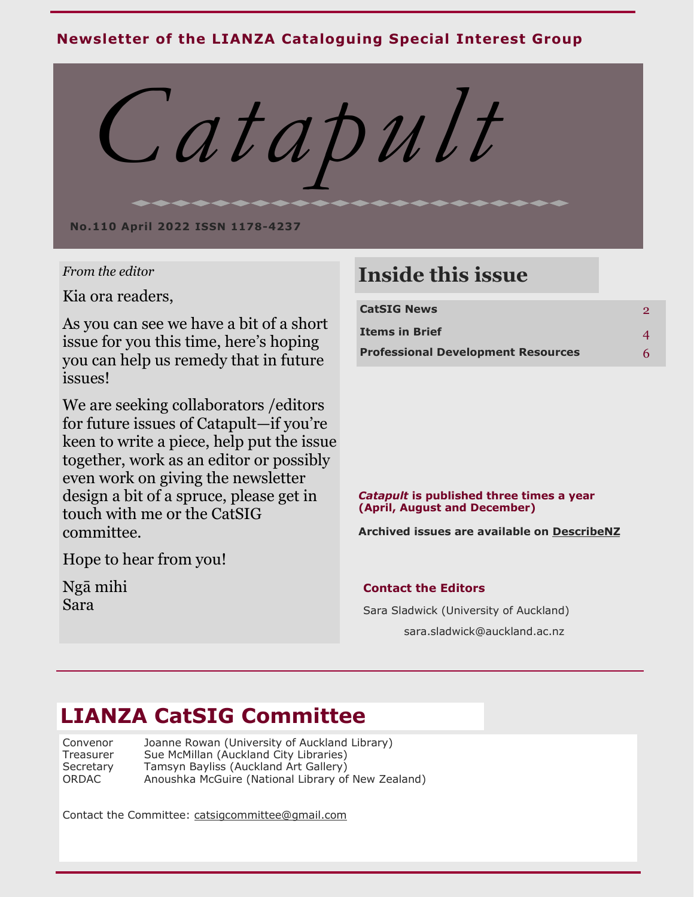**Newsletter of the LIANZA Cataloguing Special Interest Group**

# Catapult

**No.110 April 2022 ISSN 1178-4237**

*From the editor*

Kia ora readers,

As you can see we have a bit of a short issue for you this time, here's hoping you can help us remedy that in future issues!

We are seeking collaborators /editors for future issues of Catapult—if you're keen to write a piece, help put the issue together, work as an editor or possibly even work on giving the newsletter design a bit of a spruce, please get in touch with me or the CatSIG committee.

Hope to hear from you!

Ngā mihi
Sara

## Inside this issue

| | |
|---|---|
| **CatSIG News** | 2 |
| **Items in Brief** | 4 |
| **Professional Development Resources** | 6 |

***Catapult* is published three times a year (April, August and December)**

**Archived issues are available on DescribeNZ**

**Contact the Editors**

Sara Sladwick (University of Auckland)
sara.sladwick@auckland.ac.nz

## LIANZA CatSIG Committee

| | |
|---|---|
| Convenor | Joanne Rowan (University of Auckland Library) |
| Treasurer | Sue McMillan (Auckland City Libraries) |
| Secretary | Tamsyn Bayliss (Auckland Art Gallery) |
| ORDAC | Anoushka McGuire (National Library of New Zealand) |

Contact the Committee: catsigcommittee@gmail.com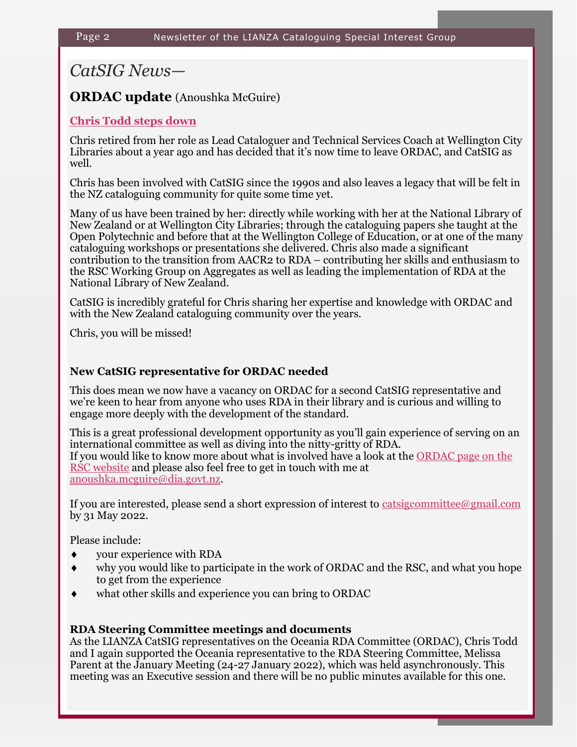# *CatSIG News—*

## ORDAC update (Anoushka McGuire)

### Chris Todd steps down

Chris retired from her role as Lead Cataloguer and Technical Services Coach at Wellington City Libraries about a year ago and has decided that it's now time to leave ORDAC, and CatSIG as well.

Chris has been involved with CatSIG since the 1990s and also leaves a legacy that will be felt in the NZ cataloguing community for quite some time yet.

Many of us have been trained by her: directly while working with her at the National Library of New Zealand or at Wellington City Libraries; through the cataloguing papers she taught at the Open Polytechnic and before that at the Wellington College of Education, or at one of the many cataloguing workshops or presentations she delivered. Chris also made a significant contribution to the transition from AACR2 to RDA – contributing her skills and enthusiasm to the RSC Working Group on Aggregates as well as leading the implementation of RDA at the National Library of New Zealand.

CatSIG is incredibly grateful for Chris sharing her expertise and knowledge with ORDAC and with the New Zealand cataloguing community over the years.

Chris, you will be missed!

### New CatSIG representative for ORDAC needed

This does mean we now have a vacancy on ORDAC for a second CatSIG representative and we're keen to hear from anyone who uses RDA in their library and is curious and willing to engage more deeply with the development of the standard.

This is a great professional development opportunity as you'll gain experience of serving on an international committee as well as diving into the nitty-gritty of RDA.
If you would like to know more about what is involved have a look at the ORDAC page on the RSC website and please also feel free to get in touch with me at anoushka.mcguire@dia.govt.nz.

If you are interested, please send a short expression of interest to catsigcommittee@gmail.com by 31 May 2022.

Please include:

- your experience with RDA
- why you would like to participate in the work of ORDAC and the RSC, and what you hope to get from the experience
- what other skills and experience you can bring to ORDAC

### RDA Steering Committee meetings and documents

As the LIANZA CatSIG representatives on the Oceania RDA Committee (ORDAC), Chris Todd and I again supported the Oceania representative to the RDA Steering Committee, Melissa Parent at the January Meeting (24-27 January 2022), which was held asynchronously. This meeting was an Executive session and there will be no public minutes available for this one.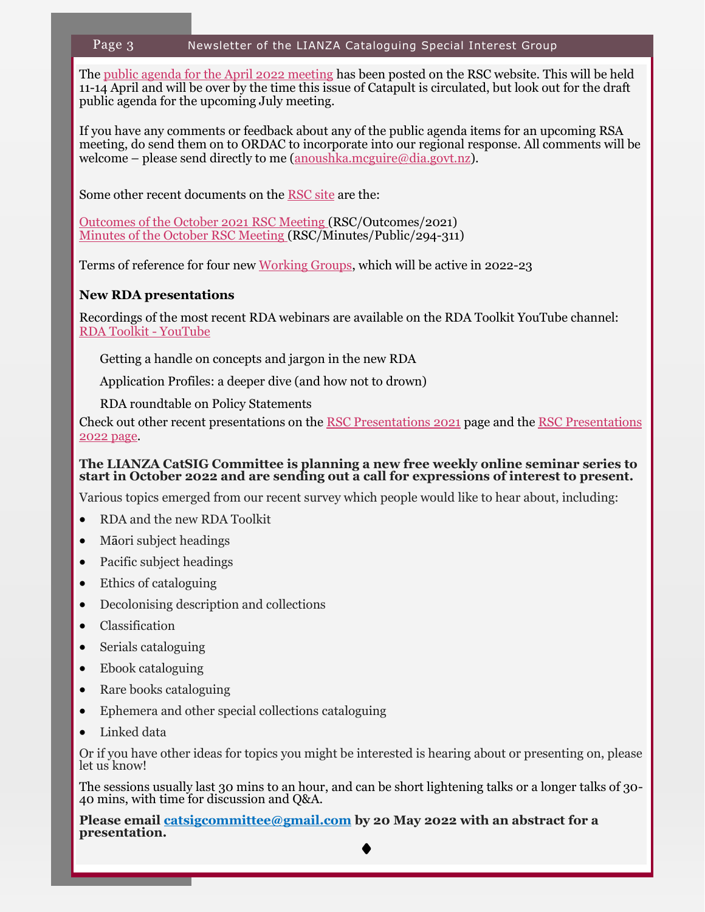The public agenda for the April 2022 meeting has been posted on the RSC website. This will be held 11-14 April and will be over by the time this issue of Catapult is circulated, but look out for the draft public agenda for the upcoming July meeting.

If you have any comments or feedback about any of the public agenda items for an upcoming RSA meeting, do send them on to ORDAC to incorporate into our regional response. All comments will be welcome – please send directly to me (anoushka.mcguire@dia.govt.nz).

Some other recent documents on the RSC site are the:

Outcomes of the October 2021 RSC Meeting (RSC/Outcomes/2021)
Minutes of the October RSC Meeting (RSC/Minutes/Public/294-311)

Terms of reference for four new Working Groups, which will be active in 2022-23

**New RDA presentations**

Recordings of the most recent RDA webinars are available on the RDA Toolkit YouTube channel: RDA Toolkit - YouTube

Getting a handle on concepts and jargon in the new RDA

Application Profiles: a deeper dive (and how not to drown)

RDA roundtable on Policy Statements

Check out other recent presentations on the RSC Presentations 2021 page and the RSC Presentations 2022 page.

**The LIANZA CatSIG Committee is planning a new free weekly online seminar series to start in October 2022 and are sending out a call for expressions of interest to present.**

Various topics emerged from our recent survey which people would like to hear about, including:

- RDA and the new RDA Toolkit
- Māori subject headings
- Pacific subject headings
- Ethics of cataloguing
- Decolonising description and collections
- Classification
- Serials cataloguing
- Ebook cataloguing
- Rare books cataloguing
- Ephemera and other special collections cataloguing
- Linked data

Or if you have other ideas for topics you might be interested is hearing about or presenting on, please let us know!

The sessions usually last 30 mins to an hour, and can be short lightening talks or a longer talks of 30-40 mins, with time for discussion and Q&A.

**Please email catsigcommittee@gmail.com by 20 May 2022 with an abstract for a presentation.**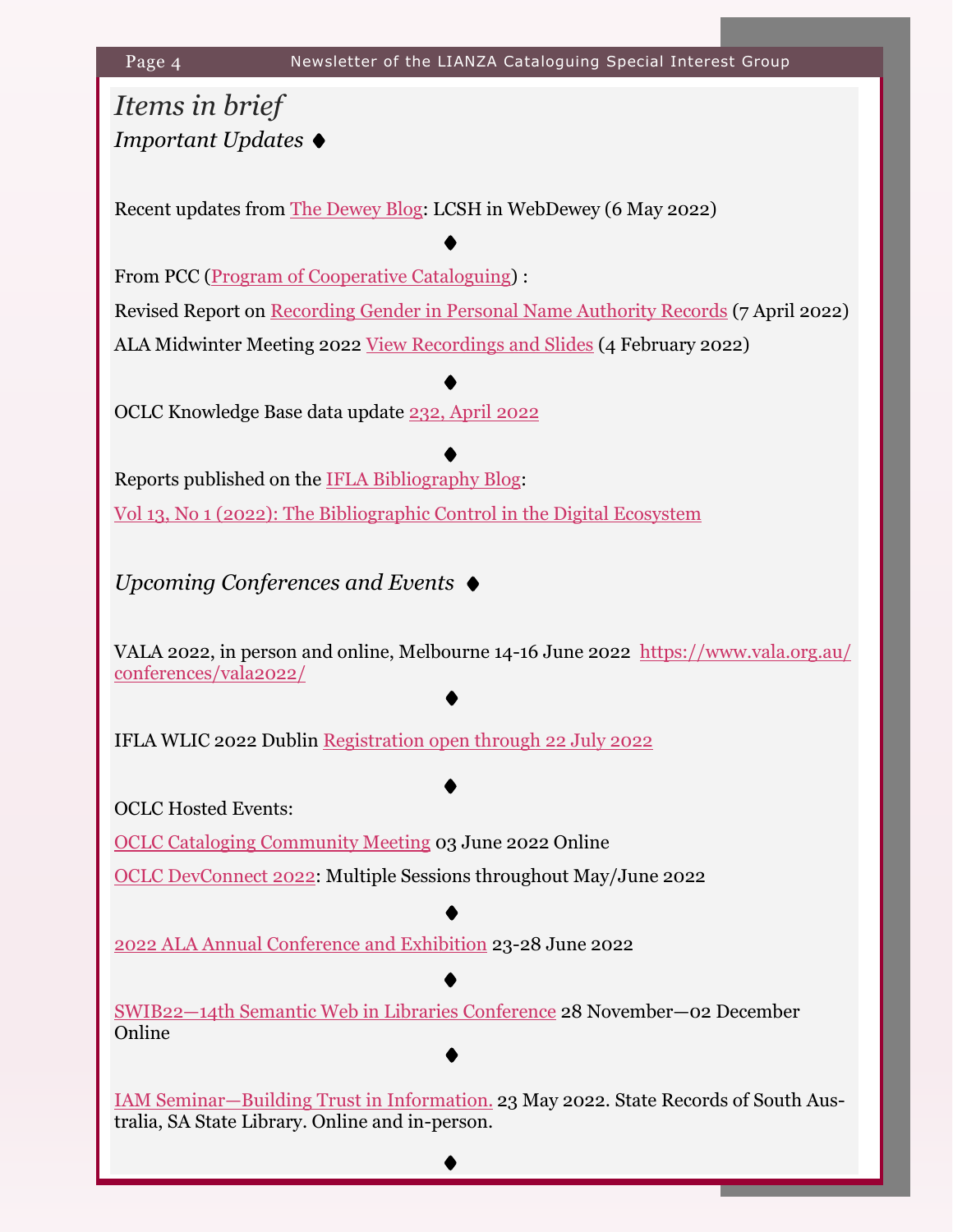# *Items in brief*

## *Important Updates* ⧫

Recent updates from The Dewey Blog: LCSH in WebDewey (6 May 2022)

⧫

From PCC (Program of Cooperative Cataloguing) :

Revised Report on Recording Gender in Personal Name Authority Records (7 April 2022)

ALA Midwinter Meeting 2022 View Recordings and Slides (4 February 2022)

⧫

OCLC Knowledge Base data update 232, April 2022

⧫

Reports published on the IFLA Bibliography Blog:

Vol 13, No 1 (2022): The Bibliographic Control in the Digital Ecosystem

## *Upcoming Conferences and Events* ⧫

VALA 2022, in person and online, Melbourne 14-16 June 2022 https://www.vala.org.au/conferences/vala2022/

⧫

IFLA WLIC 2022 Dublin Registration open through 22 July 2022

⧫

OCLC Hosted Events:

OCLC Cataloging Community Meeting 03 June 2022 Online

OCLC DevConnect 2022: Multiple Sessions throughout May/June 2022

⧫

2022 ALA Annual Conference and Exhibition 23-28 June 2022

⧫

SWIB22—14th Semantic Web in Libraries Conference 28 November—02 December Online

⧫

IAM Seminar—Building Trust in Information. 23 May 2022. State Records of South Australia, SA State Library. Online and in-person.

⧫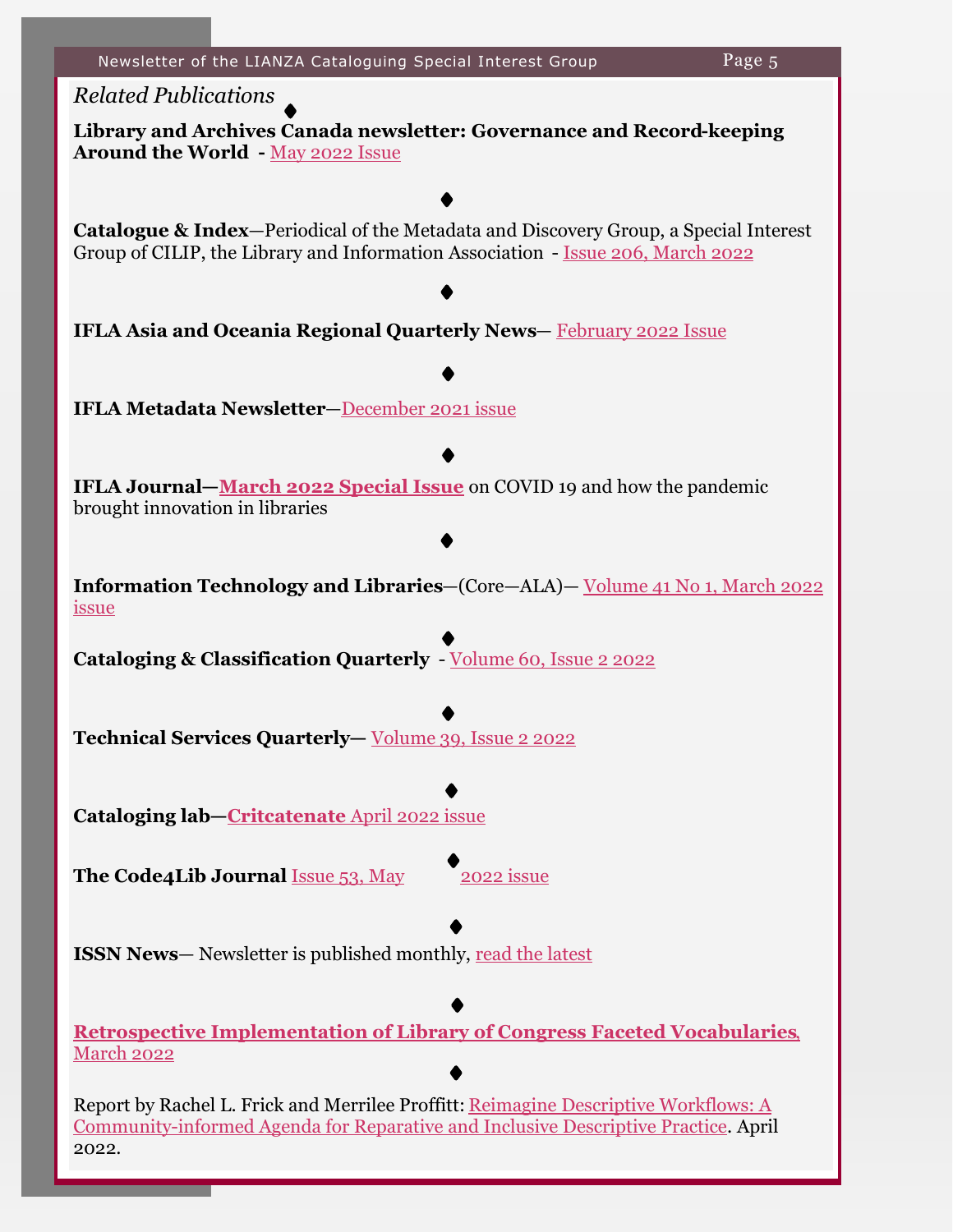*Related Publications*

◆

**Library and Archives Canada newsletter: Governance and Record-keeping Around the World** - May 2022 Issue

◆

**Catalogue & Index**—Periodical of the Metadata and Discovery Group, a Special Interest Group of CILIP, the Library and Information Association - Issue 206, March 2022

◆

**IFLA Asia and Oceania Regional Quarterly News**— February 2022 Issue

◆

**IFLA Metadata Newsletter**—December 2021 issue

◆

**IFLA Journal—March 2022 Special Issue** on COVID 19 and how the pandemic brought innovation in libraries

◆

**Information Technology and Libraries**—(Core—ALA)— Volume 41 No 1, March 2022 issue

◆

**Cataloging & Classification Quarterly** - Volume 60, Issue 2 2022

◆

**Technical Services Quarterly**— Volume 39, Issue 2 2022

◆

**Cataloging lab—Critcatenate** April 2022 issue

◆

**The Code4Lib Journal** Issue 53, May 2022 issue

◆

**ISSN News**— Newsletter is published monthly, read the latest

◆

**Retrospective Implementation of Library of Congress Faceted Vocabularies**, March 2022

◆

Report by Rachel L. Frick and Merrilee Proffitt: Reimagine Descriptive Workflows: A Community-informed Agenda for Reparative and Inclusive Descriptive Practice. April 2022.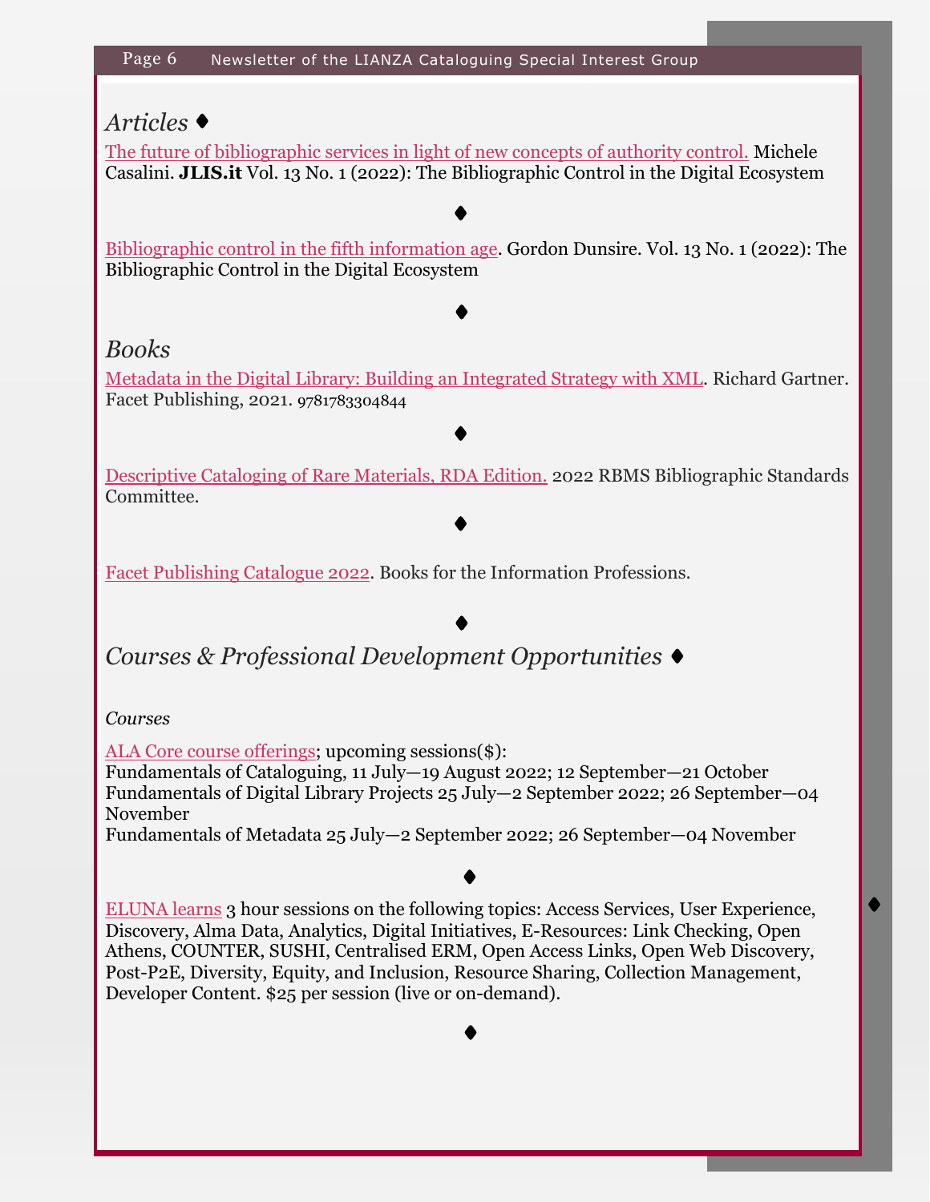## *Articles* ◆

The future of bibliographic services in light of new concepts of authority control. Michele Casalini. **JLIS.it** Vol. 13 No. 1 (2022): The Bibliographic Control in the Digital Ecosystem

◆

Bibliographic control in the fifth information age. Gordon Dunsire. Vol. 13 No. 1 (2022): The Bibliographic Control in the Digital Ecosystem

◆

## *Books*

Metadata in the Digital Library: Building an Integrated Strategy with XML. Richard Gartner. Facet Publishing, 2021. 9781783304844

◆

Descriptive Cataloging of Rare Materials, RDA Edition. 2022 RBMS Bibliographic Standards Committee.

◆

Facet Publishing Catalogue 2022. Books for the Information Professions.

◆

## *Courses & Professional Development Opportunities* ◆

*Courses*

ALA Core course offerings; upcoming sessions($):
Fundamentals of Cataloguing, 11 July—19 August 2022; 12 September—21 October
Fundamentals of Digital Library Projects 25 July—2 September 2022; 26 September—04 November
Fundamentals of Metadata 25 July—2 September 2022; 26 September—04 November

◆

ELUNA learns 3 hour sessions on the following topics: Access Services, User Experience, Discovery, Alma Data, Analytics, Digital Initiatives, E-Resources: Link Checking, Open Athens, COUNTER, SUSHI, Centralised ERM, Open Access Links, Open Web Discovery, Post-P2E, Diversity, Equity, and Inclusion, Resource Sharing, Collection Management, Developer Content. $25 per session (live or on-demand).

◆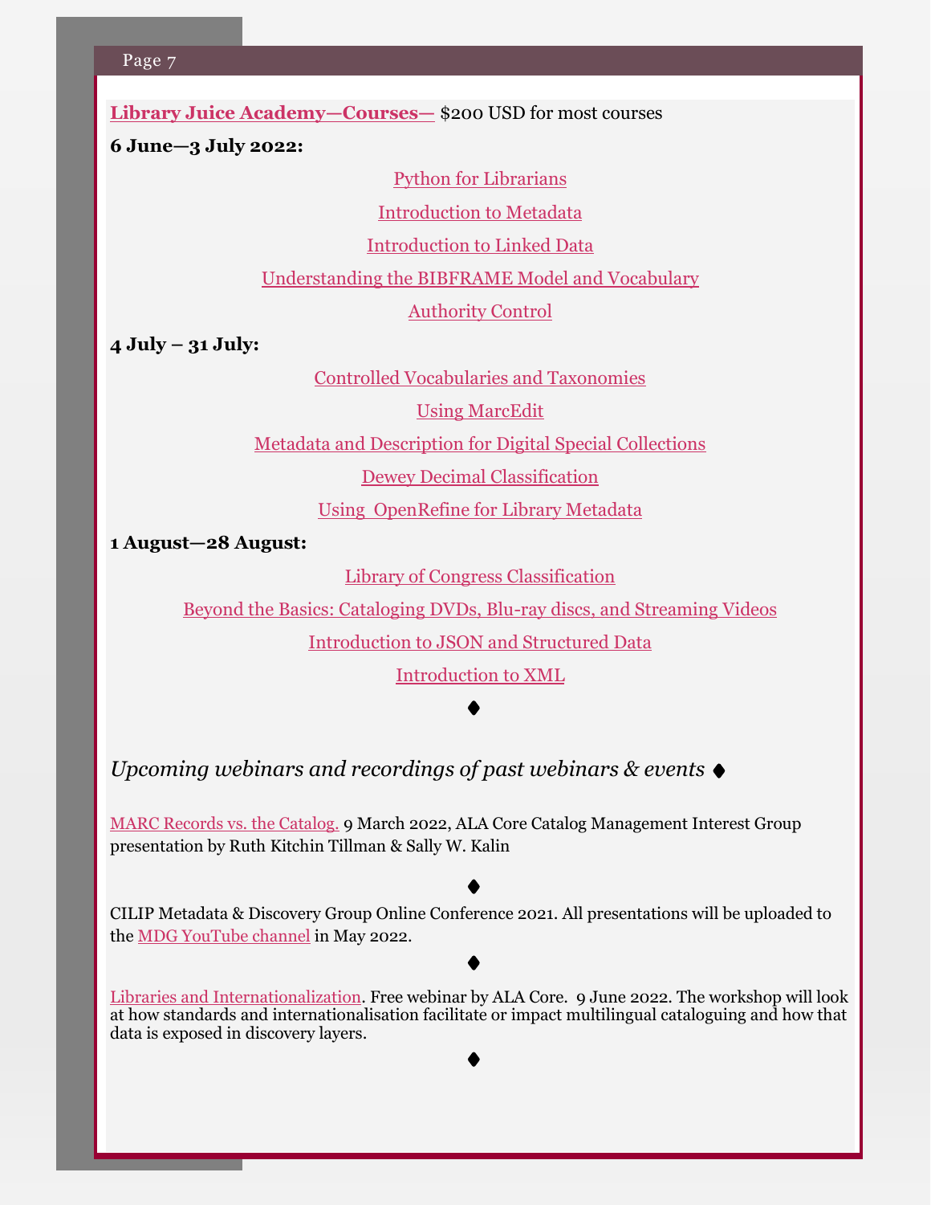**Library Juice Academy—Courses—** $200 USD for most courses

**6 June—3 July 2022:**

Python for Librarians

Introduction to Metadata

Introduction to Linked Data

Understanding the BIBFRAME Model and Vocabulary

Authority Control

**4 July – 31 July:**

Controlled Vocabularies and Taxonomies

Using MarcEdit

Metadata and Description for Digital Special Collections

Dewey Decimal Classification

Using OpenRefine for Library Metadata

**1 August—28 August:**

Library of Congress Classification

Beyond the Basics: Cataloging DVDs, Blu-ray discs, and Streaming Videos

Introduction to JSON and Structured Data

Introduction to XML

◆

*Upcoming webinars and recordings of past webinars & events* ◆

MARC Records vs. the Catalog. 9 March 2022, ALA Core Catalog Management Interest Group presentation by Ruth Kitchin Tillman & Sally W. Kalin

◆

CILIP Metadata & Discovery Group Online Conference 2021. All presentations will be uploaded to the MDG YouTube channel in May 2022.

◆

Libraries and Internationalization. Free webinar by ALA Core. 9 June 2022. The workshop will look at how standards and internationalisation facilitate or impact multilingual cataloguing and how that data is exposed in discovery layers.

◆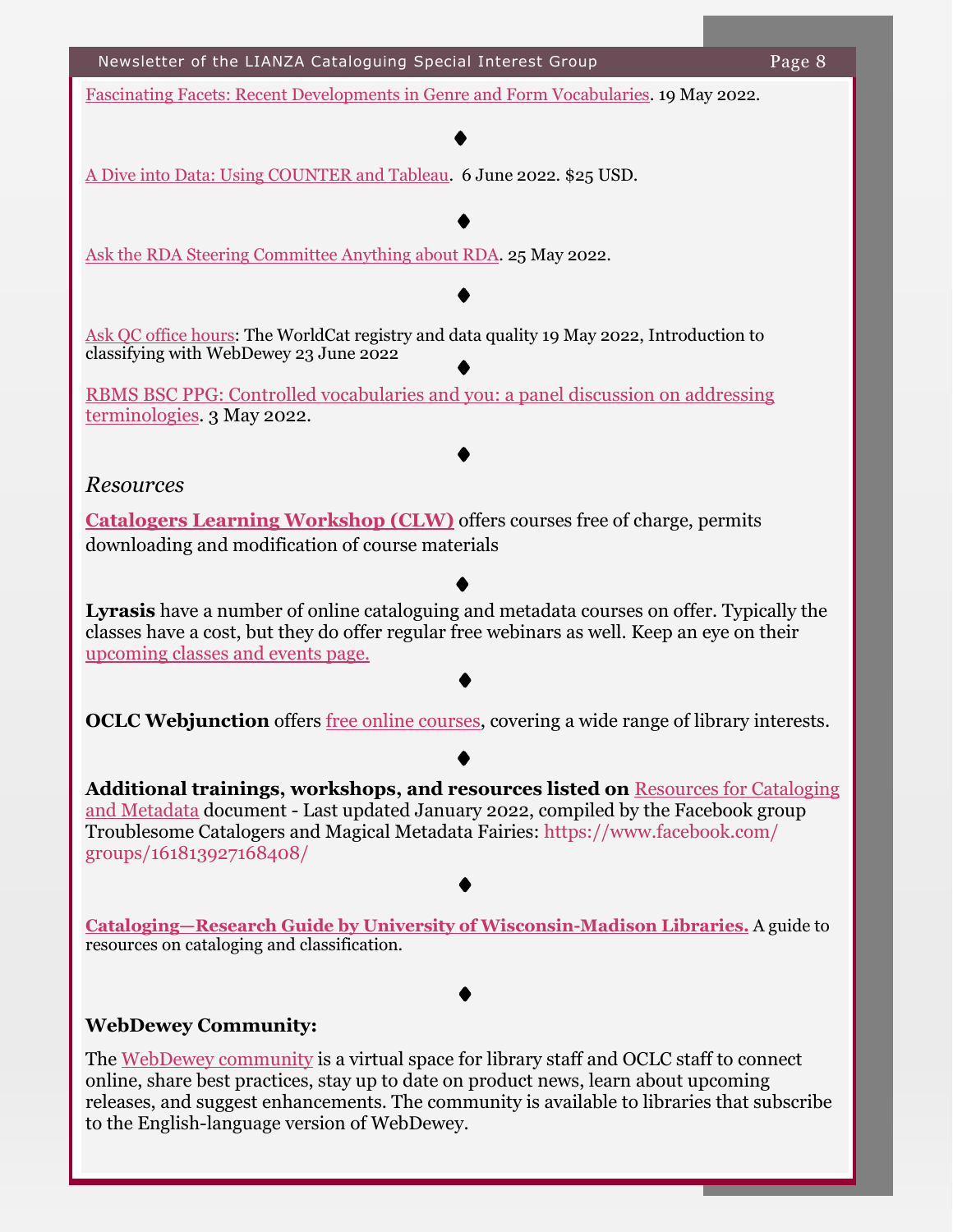Fascinating Facets: Recent Developments in Genre and Form Vocabularies. 19 May 2022.

◆

A Dive into Data: Using COUNTER and Tableau. 6 June 2022. $25 USD.

◆

Ask the RDA Steering Committee Anything about RDA. 25 May 2022.

◆

Ask QC office hours: The WorldCat registry and data quality 19 May 2022, Introduction to classifying with WebDewey 23 June 2022

◆

RBMS BSC PPG: Controlled vocabularies and you: a panel discussion on addressing terminologies. 3 May 2022.

◆

*Resources*

**Catalogers Learning Workshop (CLW)** offers courses free of charge, permits downloading and modification of course materials

◆

**Lyrasis** have a number of online cataloguing and metadata courses on offer. Typically the classes have a cost, but they do offer regular free webinars as well. Keep an eye on their upcoming classes and events page.

◆

**OCLC Webjunction** offers free online courses, covering a wide range of library interests.

◆

**Additional trainings, workshops, and resources listed on** Resources for Cataloging and Metadata document - Last updated January 2022, compiled by the Facebook group Troublesome Catalogers and Magical Metadata Fairies: https://www.facebook.com/groups/161813927168408/

◆

**Cataloging—Research Guide by University of Wisconsin-Madison Libraries.** A guide to resources on cataloging and classification.

◆

**WebDewey Community:**

The WebDewey community is a virtual space for library staff and OCLC staff to connect online, share best practices, stay up to date on product news, learn about upcoming releases, and suggest enhancements. The community is available to libraries that subscribe to the English-language version of WebDewey.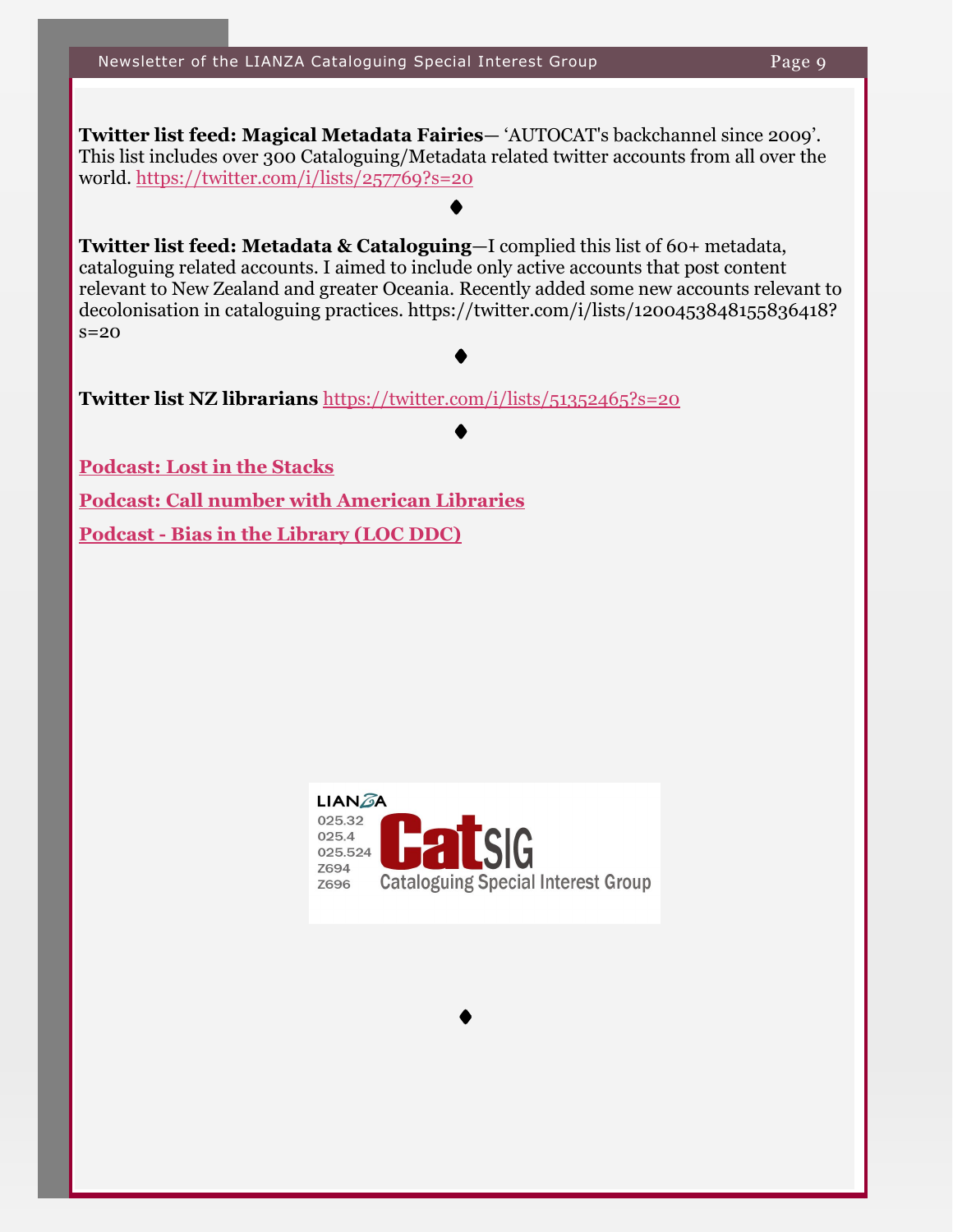**Twitter list feed: Magical Metadata Fairies**— 'AUTOCAT's backchannel since 2009'. This list includes over 300 Cataloguing/Metadata related twitter accounts from all over the world. https://twitter.com/i/lists/257769?s=20

♦

**Twitter list feed: Metadata & Cataloguing**—I complied this list of 60+ metadata, cataloguing related accounts. I aimed to include only active accounts that post content relevant to New Zealand and greater Oceania. Recently added some new accounts relevant to decolonisation in cataloguing practices. https://twitter.com/i/lists/1200453848155836418?s=20

♦

**Twitter list NZ librarians** https://twitter.com/i/lists/51352465?s=20

♦

**Podcast: Lost in the Stacks**

**Podcast: Call number with American Libraries**

**Podcast - Bias in the Library (LOC DDC)**

LIANZA
025.32
025.4
025.524
Z694
Z696
CatSIG
Cataloguing Special Interest Group

♦